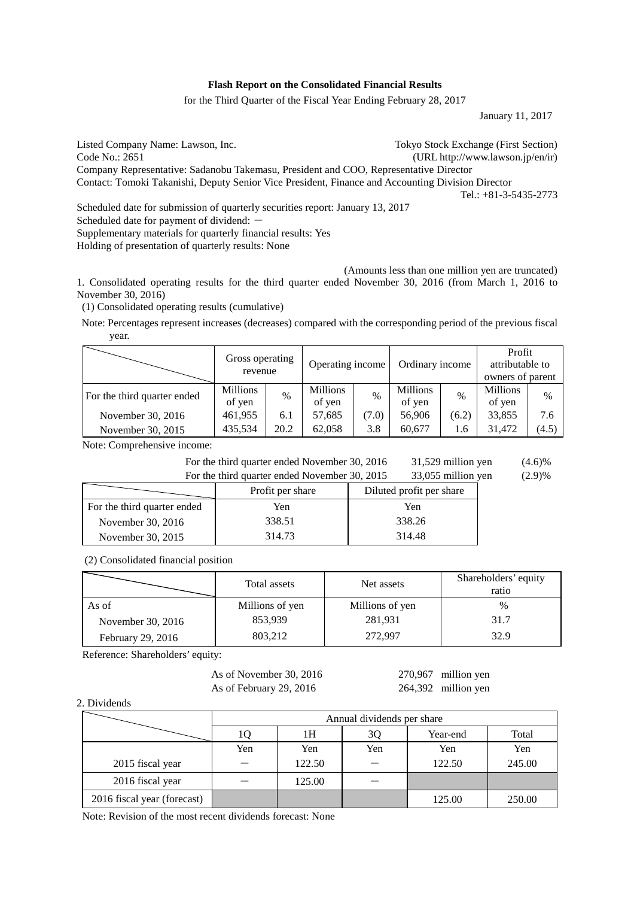**Flash Report on the Consolidated Financial Results**

for the Third Quarter of the Fiscal Year Ending February 28, 2017

January 11, 2017

Listed Company Name: Lawson, Inc. Tokyo Stock Exchange (First Section)
Code No.: 2651 (URL http://www.lawson.jp/en/ir)
Company Representative: Sadanobu Takemasu, President and COO, Representative Director
Contact: Tomoki Takanishi, Deputy Senior Vice President, Finance and Accounting Division Director
Tel.: +81-3-5435-2773

Scheduled date for submission of quarterly securities report: January 13, 2017
Scheduled date for payment of dividend: －
Supplementary materials for quarterly financial results: Yes
Holding of presentation of quarterly results: None

(Amounts less than one million yen are truncated)

1. Consolidated operating results for the third quarter ended November 30, 2016 (from March 1, 2016 to November 30, 2016)

(1) Consolidated operating results (cumulative)

Note: Percentages represent increases (decreases) compared with the corresponding period of the previous fiscal year.

| | Gross operating revenue | | Operating income | | Ordinary income | | Profit attributable to owners of parent | |
|---|---|---|---|---|---|---|---|---|
| For the third quarter ended | Millions of yen | % | Millions of yen | % | Millions of yen | % | Millions of yen | % |
| November 30, 2016 | 461,955 | 6.1 | 57,685 | (7.0) | 56,906 | (6.2) | 33,855 | 7.6 |
| November 30, 2015 | 435,534 | 20.2 | 62,058 | 3.8 | 60,677 | 1.6 | 31,472 | (4.5) |

Note: Comprehensive income:

For the third quarter ended November 30, 2016 31,529 million yen (4.6)%
For the third quarter ended November 30, 2015 33,055 million yen (2.9)%

| | Profit per share | Diluted profit per share |
|---|---|---|
| For the third quarter ended | Yen | Yen |
| November 30, 2016 | 338.51 | 338.26 |
| November 30, 2015 | 314.73 | 314.48 |

(2) Consolidated financial position

| | Total assets | Net assets | Shareholders' equity ratio |
|---|---|---|---|
| As of | Millions of yen | Millions of yen | % |
| November 30, 2016 | 853,939 | 281,931 | 31.7 |
| February 29, 2016 | 803,212 | 272,997 | 32.9 |

Reference: Shareholders' equity:

As of November 30, 2016 270,967 million yen
As of February 29, 2016 264,392 million yen

2. Dividends

| | Annual dividends per share | | | | |
|---|---|---|---|---|---|
| | 1Q | 1H | 3Q | Year-end | Total |
| | Yen | Yen | Yen | Yen | Yen |
| 2015 fiscal year | － | 122.50 | － | 122.50 | 245.00 |
| 2016 fiscal year | － | 125.00 | － | | |
| 2016 fiscal year (forecast) | | | | 125.00 | 250.00 |

Note: Revision of the most recent dividends forecast: None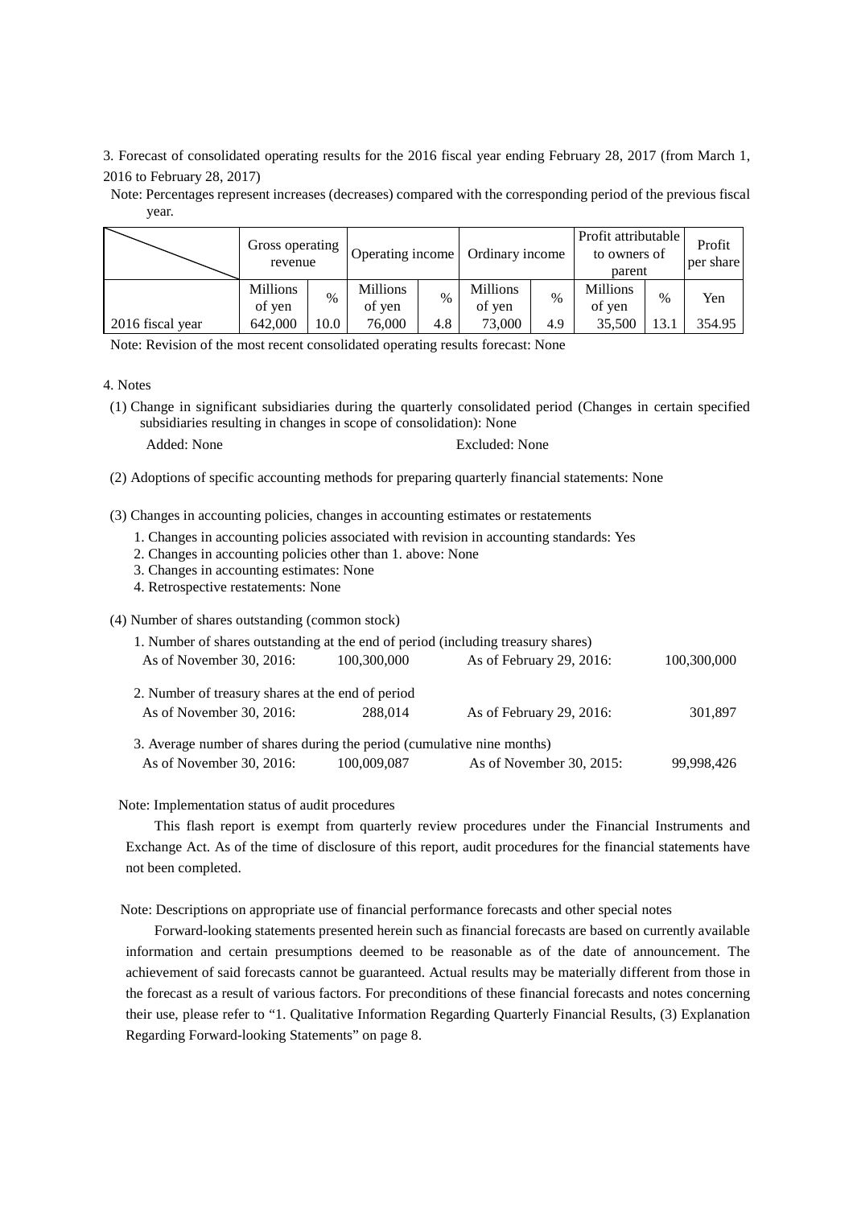3. Forecast of consolidated operating results for the 2016 fiscal year ending February 28, 2017 (from March 1, 2016 to February 28, 2017)

Note: Percentages represent increases (decreases) compared with the corresponding period of the previous fiscal year.

| | Gross operating revenue | | Operating income | | Ordinary income | | Profit attributable to owners of parent | | Profit per share |
|---|---|---|---|---|---|---|---|---|---|
| | Millions of yen | % | Millions of yen | % | Millions of yen | % | Millions of yen | % | Yen |
| 2016 fiscal year | 642,000 | 10.0 | 76,000 | 4.8 | 73,000 | 4.9 | 35,500 | 13.1 | 354.95 |

Note: Revision of the most recent consolidated operating results forecast: None

4. Notes

(1) Change in significant subsidiaries during the quarterly consolidated period (Changes in certain specified subsidiaries resulting in changes in scope of consolidation): None

Added: None Excluded: None

(2) Adoptions of specific accounting methods for preparing quarterly financial statements: None

(3) Changes in accounting policies, changes in accounting estimates or restatements

1. Changes in accounting policies associated with revision in accounting standards: Yes
2. Changes in accounting policies other than 1. above: None
3. Changes in accounting estimates: None
4. Retrospective restatements: None

(4) Number of shares outstanding (common stock)

1. Number of shares outstanding at the end of period (including treasury shares)

| As of November 30, 2016: | 100,300,000 | As of February 29, 2016: | 100,300,000 |
|---|---|---|---|

2. Number of treasury shares at the end of period

| As of November 30, 2016: | 288,014 | As of February 29, 2016: | 301,897 |
|---|---|---|---|

3. Average number of shares during the period (cumulative nine months)

| As of November 30, 2016: | 100,009,087 | As of November 30, 2015: | 99,998,426 |
|---|---|---|---|

Note: Implementation status of audit procedures

This flash report is exempt from quarterly review procedures under the Financial Instruments and Exchange Act. As of the time of disclosure of this report, audit procedures for the financial statements have not been completed.

Note: Descriptions on appropriate use of financial performance forecasts and other special notes

Forward-looking statements presented herein such as financial forecasts are based on currently available information and certain presumptions deemed to be reasonable as of the date of announcement. The achievement of said forecasts cannot be guaranteed. Actual results may be materially different from those in the forecast as a result of various factors. For preconditions of these financial forecasts and notes concerning their use, please refer to "1. Qualitative Information Regarding Quarterly Financial Results, (3) Explanation Regarding Forward-looking Statements" on page 8.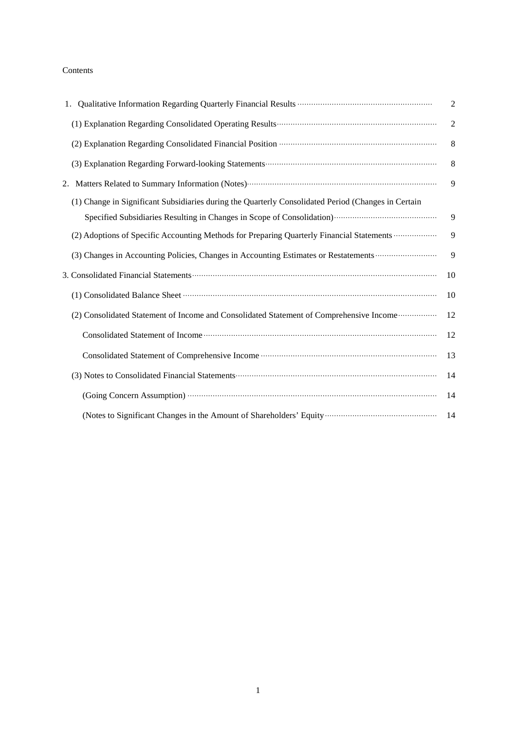Contents

| | |
|---|---|
| 1. Qualitative Information Regarding Quarterly Financial Results | 2 |
| (1) Explanation Regarding Consolidated Operating Results | 2 |
| (2) Explanation Regarding Consolidated Financial Position | 8 |
| (3) Explanation Regarding Forward-looking Statements | 8 |
| 2. Matters Related to Summary Information (Notes) | 9 |
| (1) Change in Significant Subsidiaries during the Quarterly Consolidated Period (Changes in Certain Specified Subsidiaries Resulting in Changes in Scope of Consolidation) | 9 |
| (2) Adoptions of Specific Accounting Methods for Preparing Quarterly Financial Statements | 9 |
| (3) Changes in Accounting Policies, Changes in Accounting Estimates or Restatements | 9 |
| 3. Consolidated Financial Statements | 10 |
| (1) Consolidated Balance Sheet | 10 |
| (2) Consolidated Statement of Income and Consolidated Statement of Comprehensive Income | 12 |
| Consolidated Statement of Income | 12 |
| Consolidated Statement of Comprehensive Income | 13 |
| (3) Notes to Consolidated Financial Statements | 14 |
| (Going Concern Assumption) | 14 |
| (Notes to Significant Changes in the Amount of Shareholders' Equity | 14 |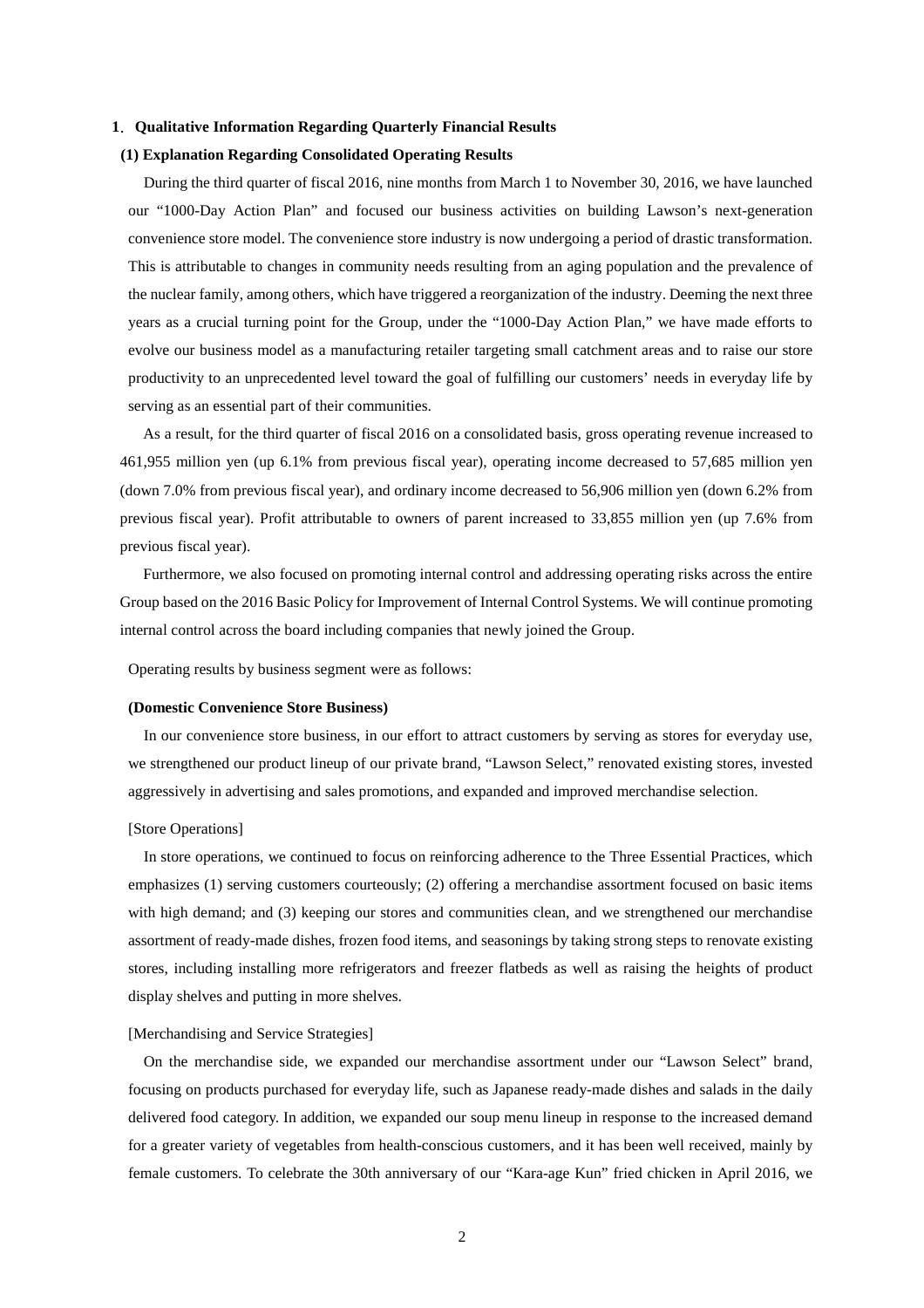## 1. Qualitative Information Regarding Quarterly Financial Results

### (1) Explanation Regarding Consolidated Operating Results

During the third quarter of fiscal 2016, nine months from March 1 to November 30, 2016, we have launched our "1000-Day Action Plan" and focused our business activities on building Lawson's next-generation convenience store model. The convenience store industry is now undergoing a period of drastic transformation. This is attributable to changes in community needs resulting from an aging population and the prevalence of the nuclear family, among others, which have triggered a reorganization of the industry. Deeming the next three years as a crucial turning point for the Group, under the "1000-Day Action Plan," we have made efforts to evolve our business model as a manufacturing retailer targeting small catchment areas and to raise our store productivity to an unprecedented level toward the goal of fulfilling our customers' needs in everyday life by serving as an essential part of their communities.

As a result, for the third quarter of fiscal 2016 on a consolidated basis, gross operating revenue increased to 461,955 million yen (up 6.1% from previous fiscal year), operating income decreased to 57,685 million yen (down 7.0% from previous fiscal year), and ordinary income decreased to 56,906 million yen (down 6.2% from previous fiscal year). Profit attributable to owners of parent increased to 33,855 million yen (up 7.6% from previous fiscal year).

Furthermore, we also focused on promoting internal control and addressing operating risks across the entire Group based on the 2016 Basic Policy for Improvement of Internal Control Systems. We will continue promoting internal control across the board including companies that newly joined the Group.

Operating results by business segment were as follows:

**(Domestic Convenience Store Business)**

In our convenience store business, in our effort to attract customers by serving as stores for everyday use, we strengthened our product lineup of our private brand, "Lawson Select," renovated existing stores, invested aggressively in advertising and sales promotions, and expanded and improved merchandise selection.

[Store Operations]

In store operations, we continued to focus on reinforcing adherence to the Three Essential Practices, which emphasizes (1) serving customers courteously; (2) offering a merchandise assortment focused on basic items with high demand; and (3) keeping our stores and communities clean, and we strengthened our merchandise assortment of ready-made dishes, frozen food items, and seasonings by taking strong steps to renovate existing stores, including installing more refrigerators and freezer flatbeds as well as raising the heights of product display shelves and putting in more shelves.

[Merchandising and Service Strategies]

On the merchandise side, we expanded our merchandise assortment under our "Lawson Select" brand, focusing on products purchased for everyday life, such as Japanese ready-made dishes and salads in the daily delivered food category. In addition, we expanded our soup menu lineup in response to the increased demand for a greater variety of vegetables from health-conscious customers, and it has been well received, mainly by female customers. To celebrate the 30th anniversary of our "Kara-age Kun" fried chicken in April 2016, we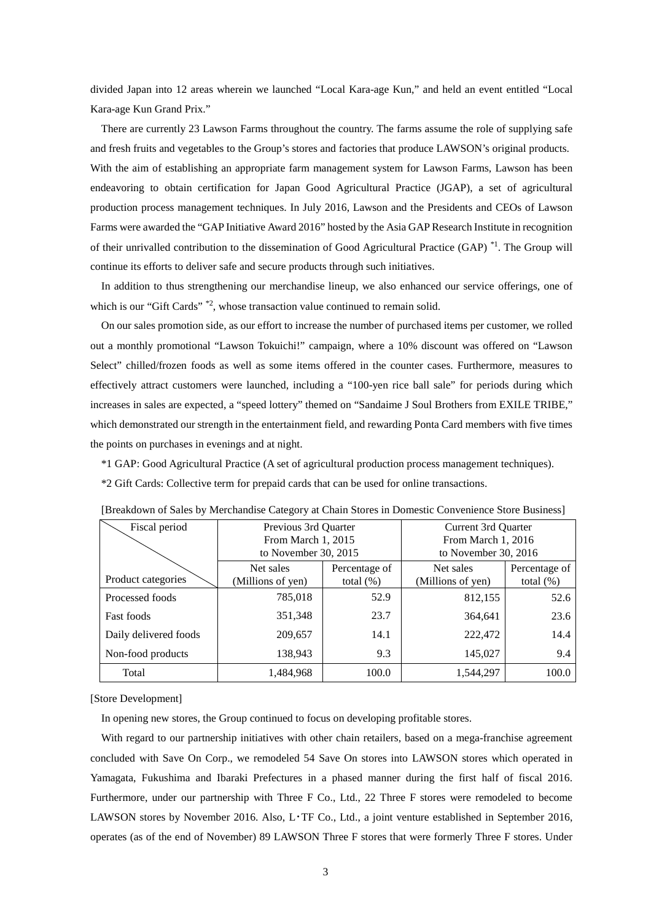divided Japan into 12 areas wherein we launched "Local Kara-age Kun," and held an event entitled "Local Kara-age Kun Grand Prix."

There are currently 23 Lawson Farms throughout the country. The farms assume the role of supplying safe and fresh fruits and vegetables to the Group's stores and factories that produce LAWSON's original products. With the aim of establishing an appropriate farm management system for Lawson Farms, Lawson has been endeavoring to obtain certification for Japan Good Agricultural Practice (JGAP), a set of agricultural production process management techniques. In July 2016, Lawson and the Presidents and CEOs of Lawson Farms were awarded the "GAP Initiative Award 2016" hosted by the Asia GAP Research Institute in recognition of their unrivalled contribution to the dissemination of Good Agricultural Practice (GAP) [*1]. The Group will continue its efforts to deliver safe and secure products through such initiatives.

In addition to thus strengthening our merchandise lineup, we also enhanced our service offerings, one of which is our "Gift Cards" [*2], whose transaction value continued to remain solid.

On our sales promotion side, as our effort to increase the number of purchased items per customer, we rolled out a monthly promotional "Lawson Tokuichi!" campaign, where a 10% discount was offered on "Lawson Select" chilled/frozen foods as well as some items offered in the counter cases. Furthermore, measures to effectively attract customers were launched, including a "100-yen rice ball sale" for periods during which increases in sales are expected, a "speed lottery" themed on "Sandaime J Soul Brothers from EXILE TRIBE," which demonstrated our strength in the entertainment field, and rewarding Ponta Card members with five times the points on purchases in evenings and at night.

*1 GAP: Good Agricultural Practice (A set of agricultural production process management techniques).

*2 Gift Cards: Collective term for prepaid cards that can be used for online transactions.

[Breakdown of Sales by Merchandise Category at Chain Stores in Domestic Convenience Store Business]

| Fiscal period / Product categories | Previous 3rd Quarter From March 1, 2015 to November 30, 2015 | | Current 3rd Quarter From March 1, 2016 to November 30, 2016 | |
|---|---|---|---|---|
| | Net sales (Millions of yen) | Percentage of total (%) | Net sales (Millions of yen) | Percentage of total (%) |
| Processed foods | 785,018 | 52.9 | 812,155 | 52.6 |
| Fast foods | 351,348 | 23.7 | 364,641 | 23.6 |
| Daily delivered foods | 209,657 | 14.1 | 222,472 | 14.4 |
| Non-food products | 138,943 | 9.3 | 145,027 | 9.4 |
| Total | 1,484,968 | 100.0 | 1,544,297 | 100.0 |

[Store Development]

In opening new stores, the Group continued to focus on developing profitable stores.

With regard to our partnership initiatives with other chain retailers, based on a mega-franchise agreement concluded with Save On Corp., we remodeled 54 Save On stores into LAWSON stores which operated in Yamagata, Fukushima and Ibaraki Prefectures in a phased manner during the first half of fiscal 2016. Furthermore, under our partnership with Three F Co., Ltd., 22 Three F stores were remodeled to become LAWSON stores by November 2016. Also, L･TF Co., Ltd., a joint venture established in September 2016, operates (as of the end of November) 89 LAWSON Three F stores that were formerly Three F stores. Under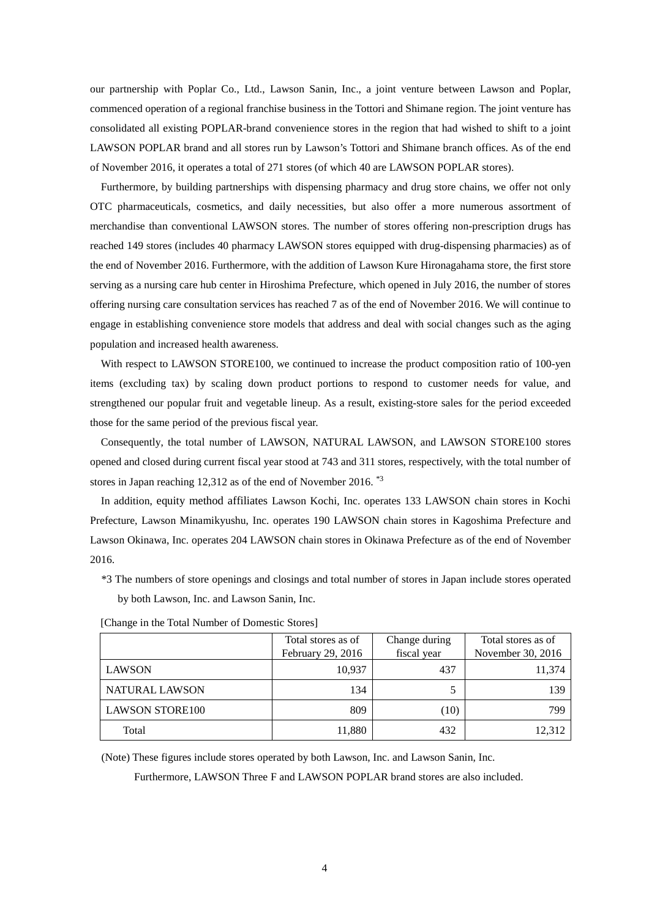our partnership with Poplar Co., Ltd., Lawson Sanin, Inc., a joint venture between Lawson and Poplar, commenced operation of a regional franchise business in the Tottori and Shimane region. The joint venture has consolidated all existing POPLAR-brand convenience stores in the region that had wished to shift to a joint LAWSON POPLAR brand and all stores run by Lawson's Tottori and Shimane branch offices. As of the end of November 2016, it operates a total of 271 stores (of which 40 are LAWSON POPLAR stores).

Furthermore, by building partnerships with dispensing pharmacy and drug store chains, we offer not only OTC pharmaceuticals, cosmetics, and daily necessities, but also offer a more numerous assortment of merchandise than conventional LAWSON stores. The number of stores offering non-prescription drugs has reached 149 stores (includes 40 pharmacy LAWSON stores equipped with drug-dispensing pharmacies) as of the end of November 2016. Furthermore, with the addition of Lawson Kure Hironagahama store, the first store serving as a nursing care hub center in Hiroshima Prefecture, which opened in July 2016, the number of stores offering nursing care consultation services has reached 7 as of the end of November 2016. We will continue to engage in establishing convenience store models that address and deal with social changes such as the aging population and increased health awareness.

With respect to LAWSON STORE100, we continued to increase the product composition ratio of 100-yen items (excluding tax) by scaling down product portions to respond to customer needs for value, and strengthened our popular fruit and vegetable lineup. As a result, existing-store sales for the period exceeded those for the same period of the previous fiscal year.

Consequently, the total number of LAWSON, NATURAL LAWSON, and LAWSON STORE100 stores opened and closed during current fiscal year stood at 743 and 311 stores, respectively, with the total number of stores in Japan reaching 12,312 as of the end of November 2016. *3

In addition, equity method affiliates Lawson Kochi, Inc. operates 133 LAWSON chain stores in Kochi Prefecture, Lawson Minamikyushu, Inc. operates 190 LAWSON chain stores in Kagoshima Prefecture and Lawson Okinawa, Inc. operates 204 LAWSON chain stores in Okinawa Prefecture as of the end of November 2016.

*3 The numbers of store openings and closings and total number of stores in Japan include stores operated by both Lawson, Inc. and Lawson Sanin, Inc.

[Change in the Total Number of Domestic Stores]

| | Total stores as of February 29, 2016 | Change during fiscal year | Total stores as of November 30, 2016 |
|---|---|---|---|
| LAWSON | 10,937 | 437 | 11,374 |
| NATURAL LAWSON | 134 | 5 | 139 |
| LAWSON STORE100 | 809 | (10) | 799 |
| Total | 11,880 | 432 | 12,312 |

(Note) These figures include stores operated by both Lawson, Inc. and Lawson Sanin, Inc.

Furthermore, LAWSON Three F and LAWSON POPLAR brand stores are also included.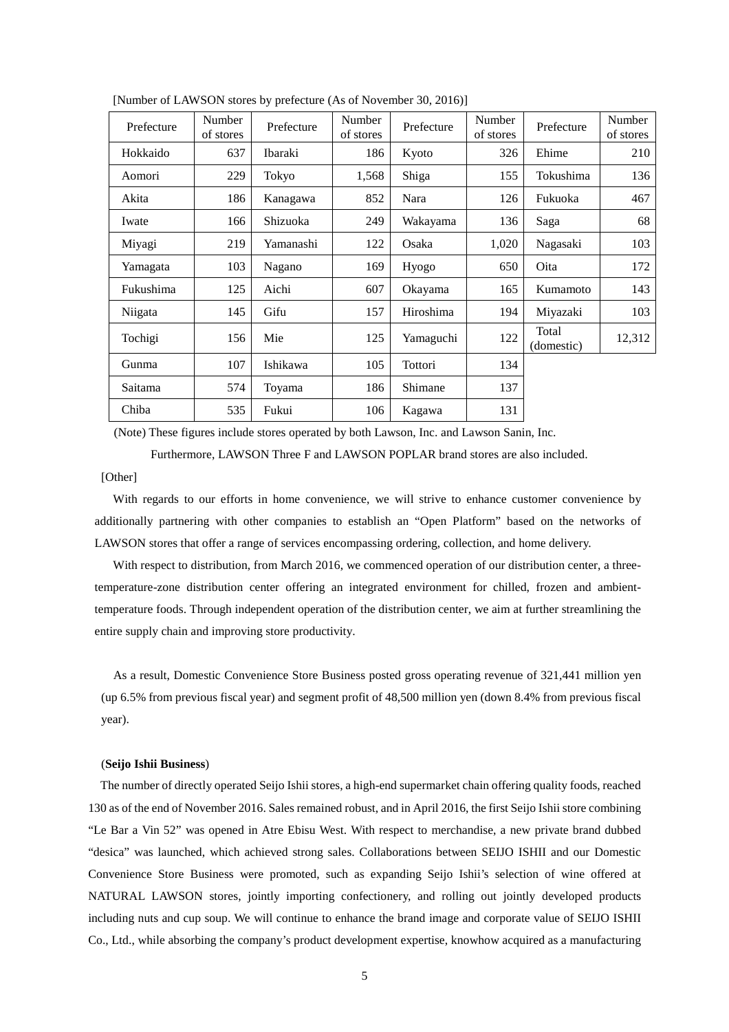[Number of LAWSON stores by prefecture (As of November 30, 2016)]

| Prefecture | Number of stores | Prefecture | Number of stores | Prefecture | Number of stores | Prefecture | Number of stores |
|---|---|---|---|---|---|---|---|
| Hokkaido | 637 | Ibaraki | 186 | Kyoto | 326 | Ehime | 210 |
| Aomori | 229 | Tokyo | 1,568 | Shiga | 155 | Tokushima | 136 |
| Akita | 186 | Kanagawa | 852 | Nara | 126 | Fukuoka | 467 |
| Iwate | 166 | Shizuoka | 249 | Wakayama | 136 | Saga | 68 |
| Miyagi | 219 | Yamanashi | 122 | Osaka | 1,020 | Nagasaki | 103 |
| Yamagata | 103 | Nagano | 169 | Hyogo | 650 | Oita | 172 |
| Fukushima | 125 | Aichi | 607 | Okayama | 165 | Kumamoto | 143 |
| Niigata | 145 | Gifu | 157 | Hiroshima | 194 | Miyazaki | 103 |
| Tochigi | 156 | Mie | 125 | Yamaguchi | 122 | Total (domestic) | 12,312 |
| Gunma | 107 | Ishikawa | 105 | Tottori | 134 | | |
| Saitama | 574 | Toyama | 186 | Shimane | 137 | | |
| Chiba | 535 | Fukui | 106 | Kagawa | 131 | | |

(Note) These figures include stores operated by both Lawson, Inc. and Lawson Sanin, Inc.

Furthermore, LAWSON Three F and LAWSON POPLAR brand stores are also included.

[Other]

With regards to our efforts in home convenience, we will strive to enhance customer convenience by additionally partnering with other companies to establish an "Open Platform" based on the networks of LAWSON stores that offer a range of services encompassing ordering, collection, and home delivery.

With respect to distribution, from March 2016, we commenced operation of our distribution center, a three-temperature-zone distribution center offering an integrated environment for chilled, frozen and ambient-temperature foods. Through independent operation of the distribution center, we aim at further streamlining the entire supply chain and improving store productivity.

As a result, Domestic Convenience Store Business posted gross operating revenue of 321,441 million yen (up 6.5% from previous fiscal year) and segment profit of 48,500 million yen (down 8.4% from previous fiscal year).

(**Seijo Ishii Business**)

The number of directly operated Seijo Ishii stores, a high-end supermarket chain offering quality foods, reached 130 as of the end of November 2016. Sales remained robust, and in April 2016, the first Seijo Ishii store combining "Le Bar a Vin 52" was opened in Atre Ebisu West. With respect to merchandise, a new private brand dubbed "desica" was launched, which achieved strong sales. Collaborations between SEIJO ISHII and our Domestic Convenience Store Business were promoted, such as expanding Seijo Ishii's selection of wine offered at NATURAL LAWSON stores, jointly importing confectionery, and rolling out jointly developed products including nuts and cup soup. We will continue to enhance the brand image and corporate value of SEIJO ISHII Co., Ltd., while absorbing the company's product development expertise, knowhow acquired as a manufacturing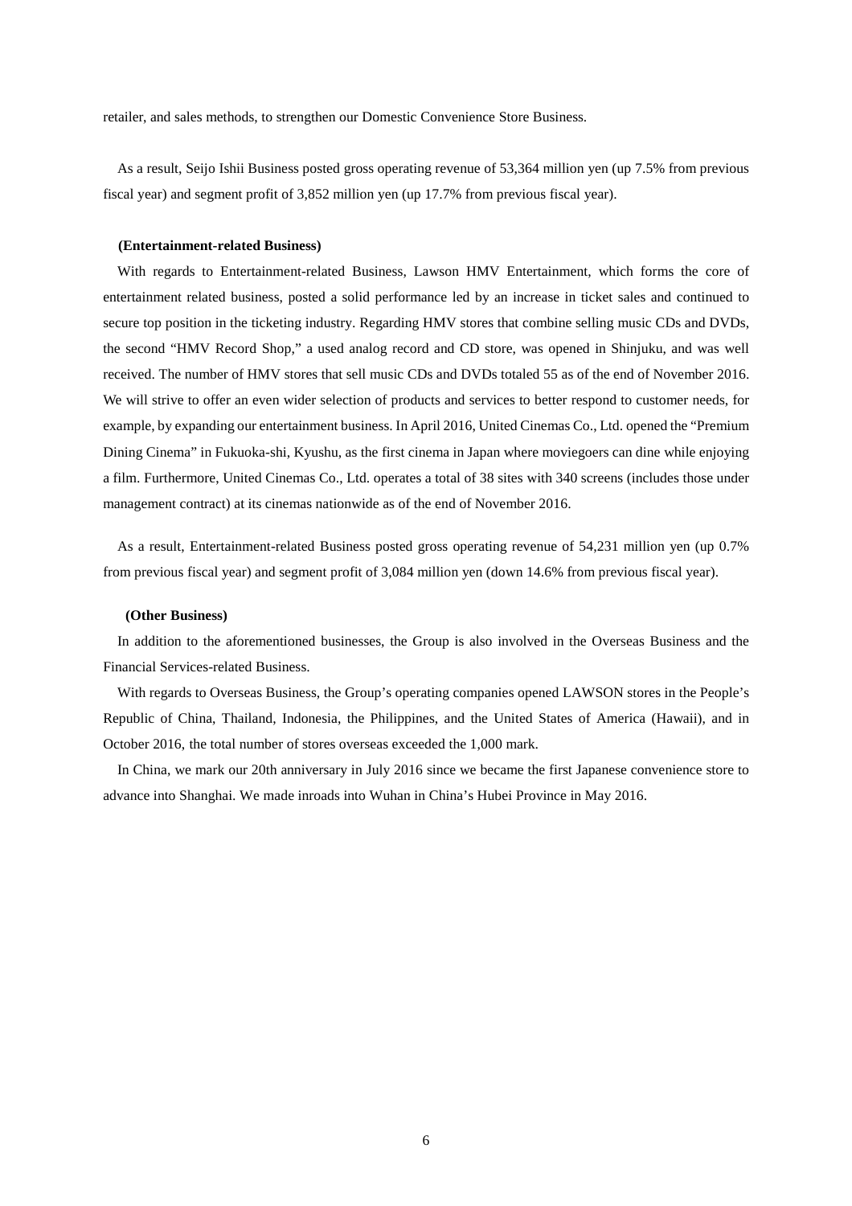retailer, and sales methods, to strengthen our Domestic Convenience Store Business.

As a result, Seijo Ishii Business posted gross operating revenue of 53,364 million yen (up 7.5% from previous fiscal year) and segment profit of 3,852 million yen (up 17.7% from previous fiscal year).

**(Entertainment-related Business)**

With regards to Entertainment-related Business, Lawson HMV Entertainment, which forms the core of entertainment related business, posted a solid performance led by an increase in ticket sales and continued to secure top position in the ticketing industry. Regarding HMV stores that combine selling music CDs and DVDs, the second "HMV Record Shop," a used analog record and CD store, was opened in Shinjuku, and was well received. The number of HMV stores that sell music CDs and DVDs totaled 55 as of the end of November 2016. We will strive to offer an even wider selection of products and services to better respond to customer needs, for example, by expanding our entertainment business. In April 2016, United Cinemas Co., Ltd. opened the "Premium Dining Cinema" in Fukuoka-shi, Kyushu, as the first cinema in Japan where moviegoers can dine while enjoying a film. Furthermore, United Cinemas Co., Ltd. operates a total of 38 sites with 340 screens (includes those under management contract) at its cinemas nationwide as of the end of November 2016.

As a result, Entertainment-related Business posted gross operating revenue of 54,231 million yen (up 0.7% from previous fiscal year) and segment profit of 3,084 million yen (down 14.6% from previous fiscal year).

**(Other Business)**

In addition to the aforementioned businesses, the Group is also involved in the Overseas Business and the Financial Services-related Business.

With regards to Overseas Business, the Group's operating companies opened LAWSON stores in the People's Republic of China, Thailand, Indonesia, the Philippines, and the United States of America (Hawaii), and in October 2016, the total number of stores overseas exceeded the 1,000 mark.

In China, we mark our 20th anniversary in July 2016 since we became the first Japanese convenience store to advance into Shanghai. We made inroads into Wuhan in China's Hubei Province in May 2016.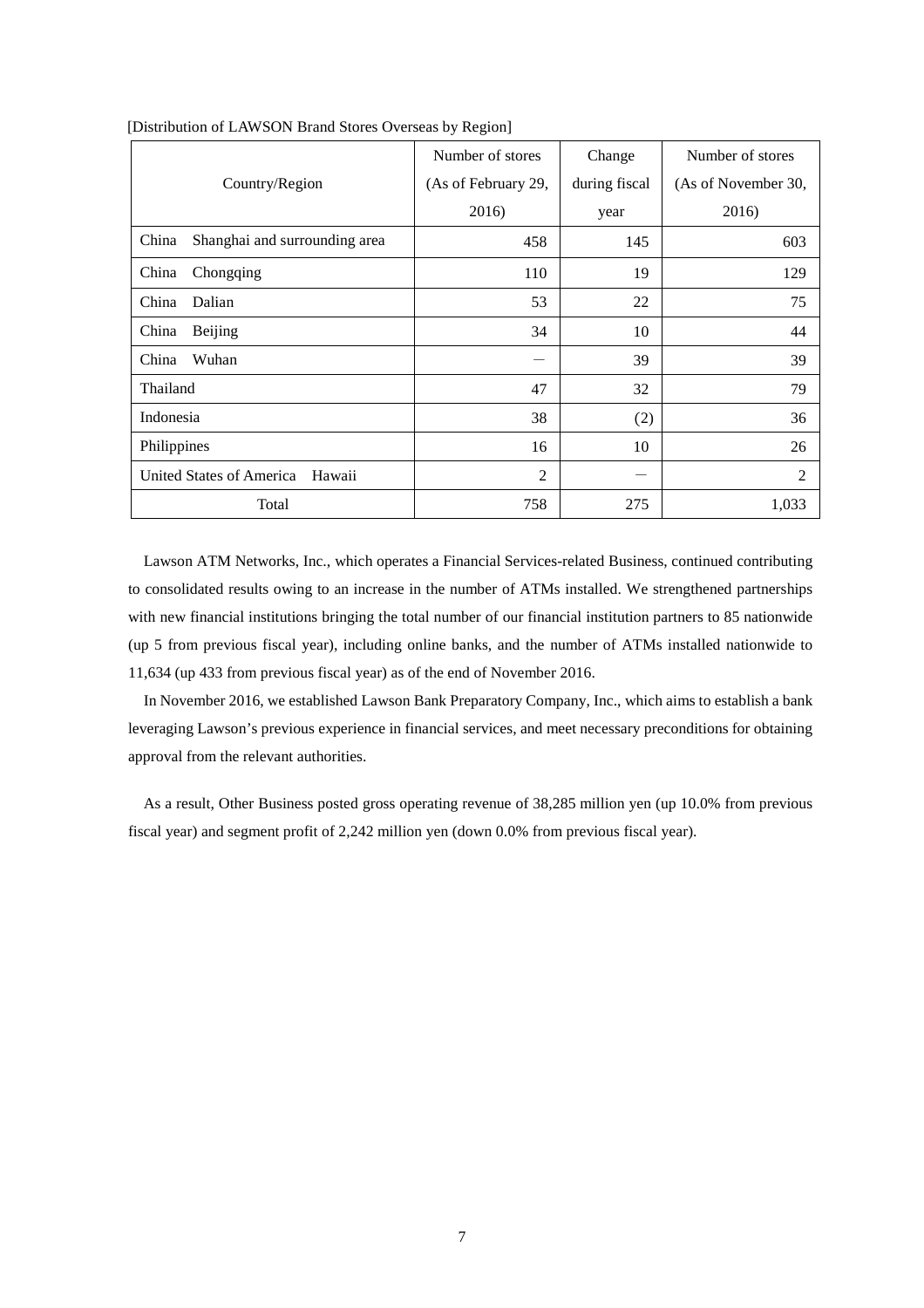[Distribution of LAWSON Brand Stores Overseas by Region]

| Country/Region | Number of stores (As of February 29, 2016) | Change during fiscal year | Number of stores (As of November 30, 2016) |
|---|---|---|---|
| China Shanghai and surrounding area | 458 | 145 | 603 |
| China Chongqing | 110 | 19 | 129 |
| China Dalian | 53 | 22 | 75 |
| China Beijing | 34 | 10 | 44 |
| China Wuhan | — | 39 | 39 |
| Thailand | 47 | 32 | 79 |
| Indonesia | 38 | (2) | 36 |
| Philippines | 16 | 10 | 26 |
| United States of America Hawaii | 2 | — | 2 |
| Total | 758 | 275 | 1,033 |

Lawson ATM Networks, Inc., which operates a Financial Services-related Business, continued contributing to consolidated results owing to an increase in the number of ATMs installed. We strengthened partnerships with new financial institutions bringing the total number of our financial institution partners to 85 nationwide (up 5 from previous fiscal year), including online banks, and the number of ATMs installed nationwide to 11,634 (up 433 from previous fiscal year) as of the end of November 2016.

In November 2016, we established Lawson Bank Preparatory Company, Inc., which aims to establish a bank leveraging Lawson's previous experience in financial services, and meet necessary preconditions for obtaining approval from the relevant authorities.

As a result, Other Business posted gross operating revenue of 38,285 million yen (up 10.0% from previous fiscal year) and segment profit of 2,242 million yen (down 0.0% from previous fiscal year).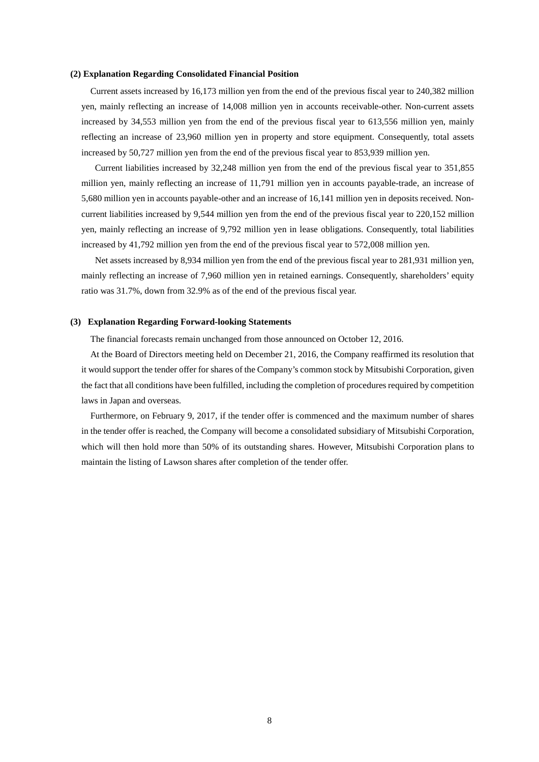### (2) Explanation Regarding Consolidated Financial Position

Current assets increased by 16,173 million yen from the end of the previous fiscal year to 240,382 million yen, mainly reflecting an increase of 14,008 million yen in accounts receivable-other. Non-current assets increased by 34,553 million yen from the end of the previous fiscal year to 613,556 million yen, mainly reflecting an increase of 23,960 million yen in property and store equipment. Consequently, total assets increased by 50,727 million yen from the end of the previous fiscal year to 853,939 million yen.

Current liabilities increased by 32,248 million yen from the end of the previous fiscal year to 351,855 million yen, mainly reflecting an increase of 11,791 million yen in accounts payable-trade, an increase of 5,680 million yen in accounts payable-other and an increase of 16,141 million yen in deposits received. Non-current liabilities increased by 9,544 million yen from the end of the previous fiscal year to 220,152 million yen, mainly reflecting an increase of 9,792 million yen in lease obligations. Consequently, total liabilities increased by 41,792 million yen from the end of the previous fiscal year to 572,008 million yen.

Net assets increased by 8,934 million yen from the end of the previous fiscal year to 281,931 million yen, mainly reflecting an increase of 7,960 million yen in retained earnings. Consequently, shareholders' equity ratio was 31.7%, down from 32.9% as of the end of the previous fiscal year.

### (3) Explanation Regarding Forward-looking Statements

The financial forecasts remain unchanged from those announced on October 12, 2016.

At the Board of Directors meeting held on December 21, 2016, the Company reaffirmed its resolution that it would support the tender offer for shares of the Company's common stock by Mitsubishi Corporation, given the fact that all conditions have been fulfilled, including the completion of procedures required by competition laws in Japan and overseas.

Furthermore, on February 9, 2017, if the tender offer is commenced and the maximum number of shares in the tender offer is reached, the Company will become a consolidated subsidiary of Mitsubishi Corporation, which will then hold more than 50% of its outstanding shares. However, Mitsubishi Corporation plans to maintain the listing of Lawson shares after completion of the tender offer.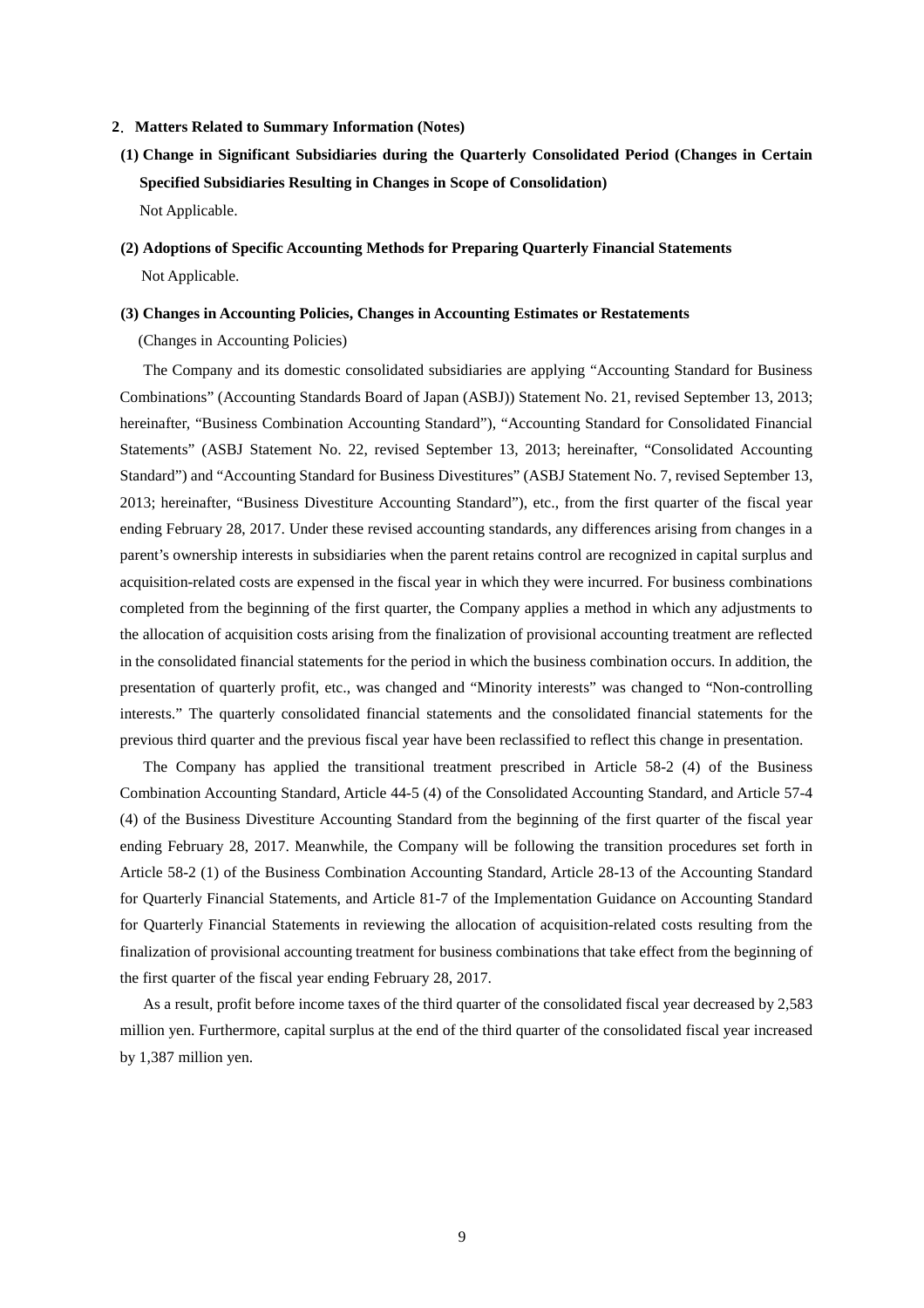## 2. Matters Related to Summary Information (Notes)

### (1) Change in Significant Subsidiaries during the Quarterly Consolidated Period (Changes in Certain Specified Subsidiaries Resulting in Changes in Scope of Consolidation)

Not Applicable.

### (2) Adoptions of Specific Accounting Methods for Preparing Quarterly Financial Statements

Not Applicable.

### (3) Changes in Accounting Policies, Changes in Accounting Estimates or Restatements

(Changes in Accounting Policies)

The Company and its domestic consolidated subsidiaries are applying "Accounting Standard for Business Combinations" (Accounting Standards Board of Japan (ASBJ)) Statement No. 21, revised September 13, 2013; hereinafter, "Business Combination Accounting Standard"), "Accounting Standard for Consolidated Financial Statements" (ASBJ Statement No. 22, revised September 13, 2013; hereinafter, "Consolidated Accounting Standard") and "Accounting Standard for Business Divestitures" (ASBJ Statement No. 7, revised September 13, 2013; hereinafter, "Business Divestiture Accounting Standard"), etc., from the first quarter of the fiscal year ending February 28, 2017. Under these revised accounting standards, any differences arising from changes in a parent's ownership interests in subsidiaries when the parent retains control are recognized in capital surplus and acquisition-related costs are expensed in the fiscal year in which they were incurred. For business combinations completed from the beginning of the first quarter, the Company applies a method in which any adjustments to the allocation of acquisition costs arising from the finalization of provisional accounting treatment are reflected in the consolidated financial statements for the period in which the business combination occurs. In addition, the presentation of quarterly profit, etc., was changed and "Minority interests" was changed to "Non-controlling interests." The quarterly consolidated financial statements and the consolidated financial statements for the previous third quarter and the previous fiscal year have been reclassified to reflect this change in presentation.

The Company has applied the transitional treatment prescribed in Article 58-2 (4) of the Business Combination Accounting Standard, Article 44-5 (4) of the Consolidated Accounting Standard, and Article 57-4 (4) of the Business Divestiture Accounting Standard from the beginning of the first quarter of the fiscal year ending February 28, 2017. Meanwhile, the Company will be following the transition procedures set forth in Article 58-2 (1) of the Business Combination Accounting Standard, Article 28-13 of the Accounting Standard for Quarterly Financial Statements, and Article 81-7 of the Implementation Guidance on Accounting Standard for Quarterly Financial Statements in reviewing the allocation of acquisition-related costs resulting from the finalization of provisional accounting treatment for business combinations that take effect from the beginning of the first quarter of the fiscal year ending February 28, 2017.

As a result, profit before income taxes of the third quarter of the consolidated fiscal year decreased by 2,583 million yen. Furthermore, capital surplus at the end of the third quarter of the consolidated fiscal year increased by 1,387 million yen.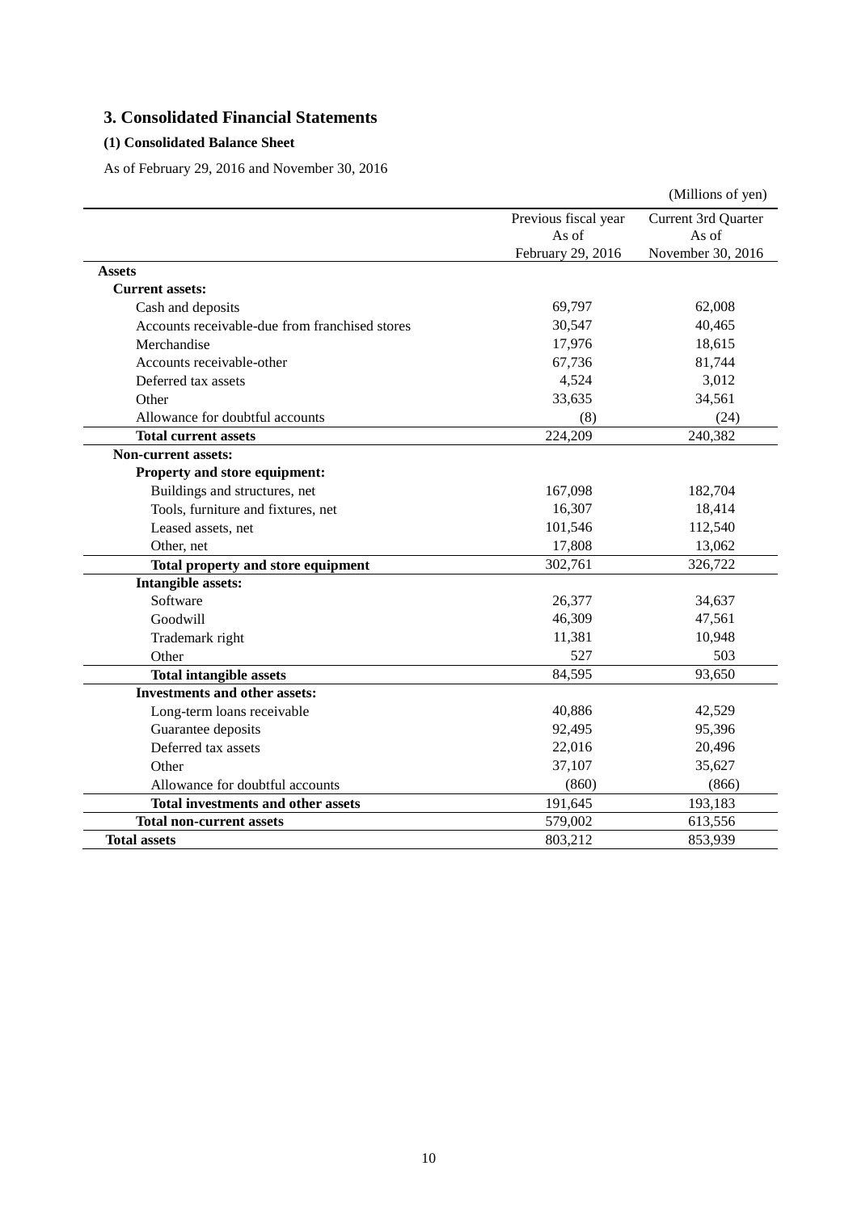## 3. Consolidated Financial Statements

### (1) Consolidated Balance Sheet

As of February 29, 2016 and November 30, 2016

(Millions of yen)

| | Previous fiscal year As of February 29, 2016 | Current 3rd Quarter As of November 30, 2016 |
|---|---|---|
| **Assets** | | |
| **Current assets:** | | |
| Cash and deposits | 69,797 | 62,008 |
| Accounts receivable-due from franchised stores | 30,547 | 40,465 |
| Merchandise | 17,976 | 18,615 |
| Accounts receivable-other | 67,736 | 81,744 |
| Deferred tax assets | 4,524 | 3,012 |
| Other | 33,635 | 34,561 |
| Allowance for doubtful accounts | (8) | (24) |
| **Total current assets** | 224,209 | 240,382 |
| **Non-current assets:** | | |
| **Property and store equipment:** | | |
| Buildings and structures, net | 167,098 | 182,704 |
| Tools, furniture and fixtures, net | 16,307 | 18,414 |
| Leased assets, net | 101,546 | 112,540 |
| Other, net | 17,808 | 13,062 |
| **Total property and store equipment** | 302,761 | 326,722 |
| **Intangible assets:** | | |
| Software | 26,377 | 34,637 |
| Goodwill | 46,309 | 47,561 |
| Trademark right | 11,381 | 10,948 |
| Other | 527 | 503 |
| **Total intangible assets** | 84,595 | 93,650 |
| **Investments and other assets:** | | |
| Long-term loans receivable | 40,886 | 42,529 |
| Guarantee deposits | 92,495 | 95,396 |
| Deferred tax assets | 22,016 | 20,496 |
| Other | 37,107 | 35,627 |
| Allowance for doubtful accounts | (860) | (866) |
| **Total investments and other assets** | 191,645 | 193,183 |
| **Total non-current assets** | 579,002 | 613,556 |
| **Total assets** | 803,212 | 853,939 |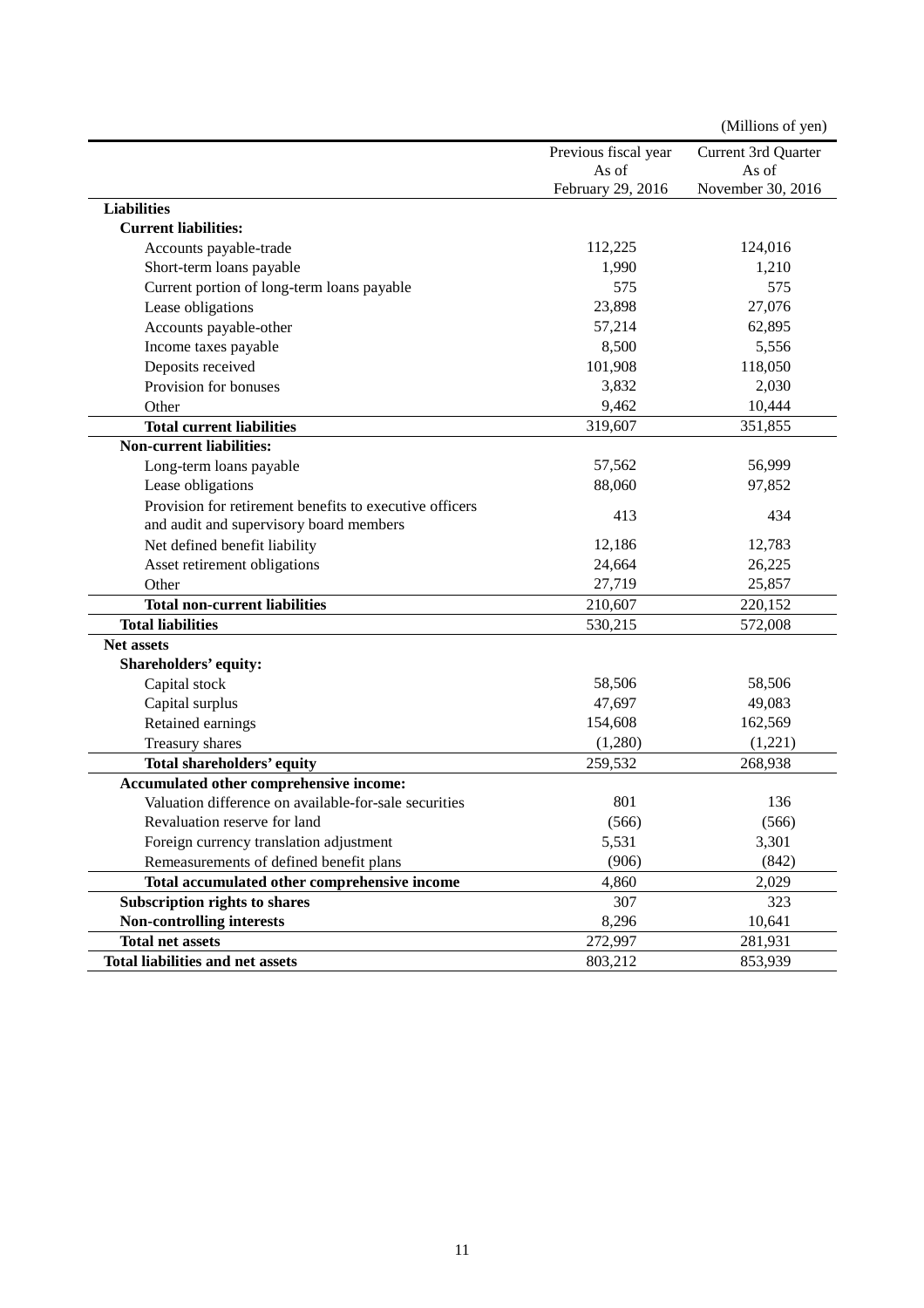(Millions of yen)

| | Previous fiscal year As of February 29, 2016 | Current 3rd Quarter As of November 30, 2016 |
|---|---|---|
| **Liabilities** | | |
| **Current liabilities:** | | |
| Accounts payable-trade | 112,225 | 124,016 |
| Short-term loans payable | 1,990 | 1,210 |
| Current portion of long-term loans payable | 575 | 575 |
| Lease obligations | 23,898 | 27,076 |
| Accounts payable-other | 57,214 | 62,895 |
| Income taxes payable | 8,500 | 5,556 |
| Deposits received | 101,908 | 118,050 |
| Provision for bonuses | 3,832 | 2,030 |
| Other | 9,462 | 10,444 |
| **Total current liabilities** | 319,607 | 351,855 |
| **Non-current liabilities:** | | |
| Long-term loans payable | 57,562 | 56,999 |
| Lease obligations | 88,060 | 97,852 |
| Provision for retirement benefits to executive officers and audit and supervisory board members | 413 | 434 |
| Net defined benefit liability | 12,186 | 12,783 |
| Asset retirement obligations | 24,664 | 26,225 |
| Other | 27,719 | 25,857 |
| **Total non-current liabilities** | 210,607 | 220,152 |
| **Total liabilities** | 530,215 | 572,008 |
| **Net assets** | | |
| **Shareholders' equity:** | | |
| Capital stock | 58,506 | 58,506 |
| Capital surplus | 47,697 | 49,083 |
| Retained earnings | 154,608 | 162,569 |
| Treasury shares | (1,280) | (1,221) |
| **Total shareholders' equity** | 259,532 | 268,938 |
| **Accumulated other comprehensive income:** | | |
| Valuation difference on available-for-sale securities | 801 | 136 |
| Revaluation reserve for land | (566) | (566) |
| Foreign currency translation adjustment | 5,531 | 3,301 |
| Remeasurements of defined benefit plans | (906) | (842) |
| **Total accumulated other comprehensive income** | 4,860 | 2,029 |
| **Subscription rights to shares** | 307 | 323 |
| **Non-controlling interests** | 8,296 | 10,641 |
| **Total net assets** | 272,997 | 281,931 |
| **Total liabilities and net assets** | 803,212 | 853,939 |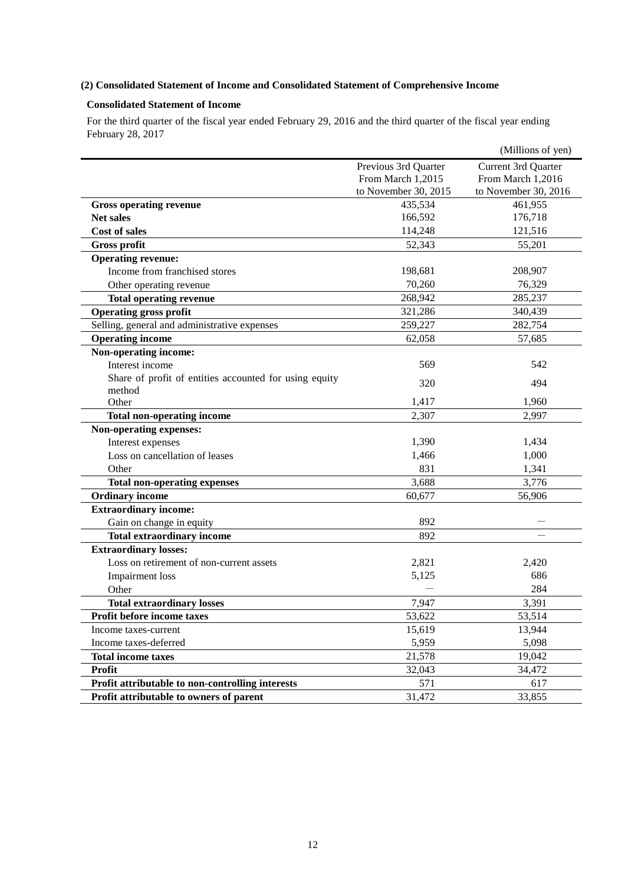### (2) Consolidated Statement of Income and Consolidated Statement of Comprehensive Income

#### Consolidated Statement of Income

For the third quarter of the fiscal year ended February 29, 2016 and the third quarter of the fiscal year ending February 28, 2017

(Millions of yen)

| | Previous 3rd Quarter From March 1,2015 to November 30, 2015 | Current 3rd Quarter From March 1,2016 to November 30, 2016 |
|---|---|---|
| **Gross operating revenue** | 435,534 | 461,955 |
| **Net sales** | 166,592 | 176,718 |
| **Cost of sales** | 114,248 | 121,516 |
| **Gross profit** | 52,343 | 55,201 |
| **Operating revenue:** | | |
| Income from franchised stores | 198,681 | 208,907 |
| Other operating revenue | 70,260 | 76,329 |
| **Total operating revenue** | 268,942 | 285,237 |
| **Operating gross profit** | 321,286 | 340,439 |
| Selling, general and administrative expenses | 259,227 | 282,754 |
| **Operating income** | 62,058 | 57,685 |
| **Non-operating income:** | | |
| Interest income | 569 | 542 |
| Share of profit of entities accounted for using equity method | 320 | 494 |
| Other | 1,417 | 1,960 |
| **Total non-operating income** | 2,307 | 2,997 |
| **Non-operating expenses:** | | |
| Interest expenses | 1,390 | 1,434 |
| Loss on cancellation of leases | 1,466 | 1,000 |
| Other | 831 | 1,341 |
| **Total non-operating expenses** | 3,688 | 3,776 |
| **Ordinary income** | 60,677 | 56,906 |
| **Extraordinary income:** | | |
| Gain on change in equity | 892 | — |
| **Total extraordinary income** | 892 | — |
| **Extraordinary losses:** | | |
| Loss on retirement of non-current assets | 2,821 | 2,420 |
| Impairment loss | 5,125 | 686 |
| Other | — | 284 |
| **Total extraordinary losses** | 7,947 | 3,391 |
| **Profit before income taxes** | 53,622 | 53,514 |
| Income taxes-current | 15,619 | 13,944 |
| Income taxes-deferred | 5,959 | 5,098 |
| **Total income taxes** | 21,578 | 19,042 |
| **Profit** | 32,043 | 34,472 |
| **Profit attributable to non-controlling interests** | 571 | 617 |
| **Profit attributable to owners of parent** | 31,472 | 33,855 |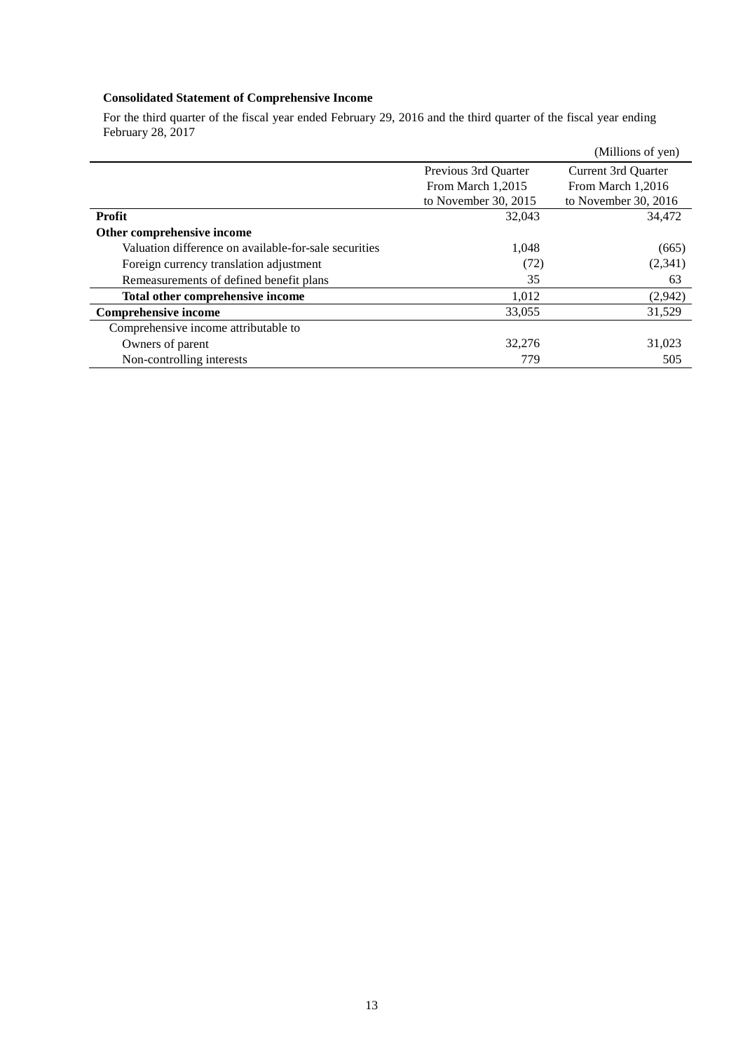### Consolidated Statement of Comprehensive Income

For the third quarter of the fiscal year ended February 29, 2016 and the third quarter of the fiscal year ending February 28, 2017

(Millions of yen)

| | Previous 3rd Quarter From March 1,2015 to November 30, 2015 | Current 3rd Quarter From March 1,2016 to November 30, 2016 |
|---|---|---|
| **Profit** | 32,043 | 34,472 |
| **Other comprehensive income** | | |
| Valuation difference on available-for-sale securities | 1,048 | (665) |
| Foreign currency translation adjustment | (72) | (2,341) |
| Remeasurements of defined benefit plans | 35 | 63 |
| **Total other comprehensive income** | 1,012 | (2,942) |
| **Comprehensive income** | 33,055 | 31,529 |
| Comprehensive income attributable to | | |
| Owners of parent | 32,276 | 31,023 |
| Non-controlling interests | 779 | 505 |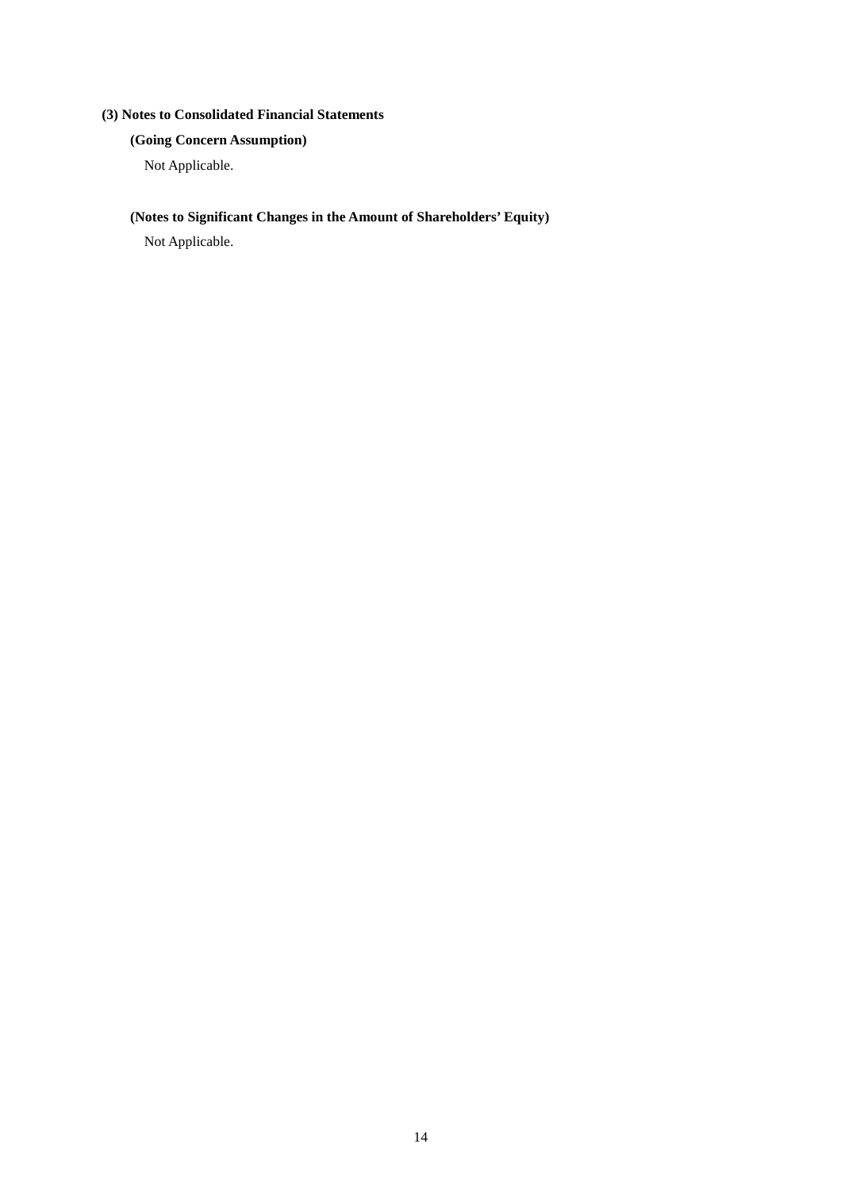### (3) Notes to Consolidated Financial Statements

#### (Going Concern Assumption)

Not Applicable.

#### (Notes to Significant Changes in the Amount of Shareholders' Equity)

Not Applicable.